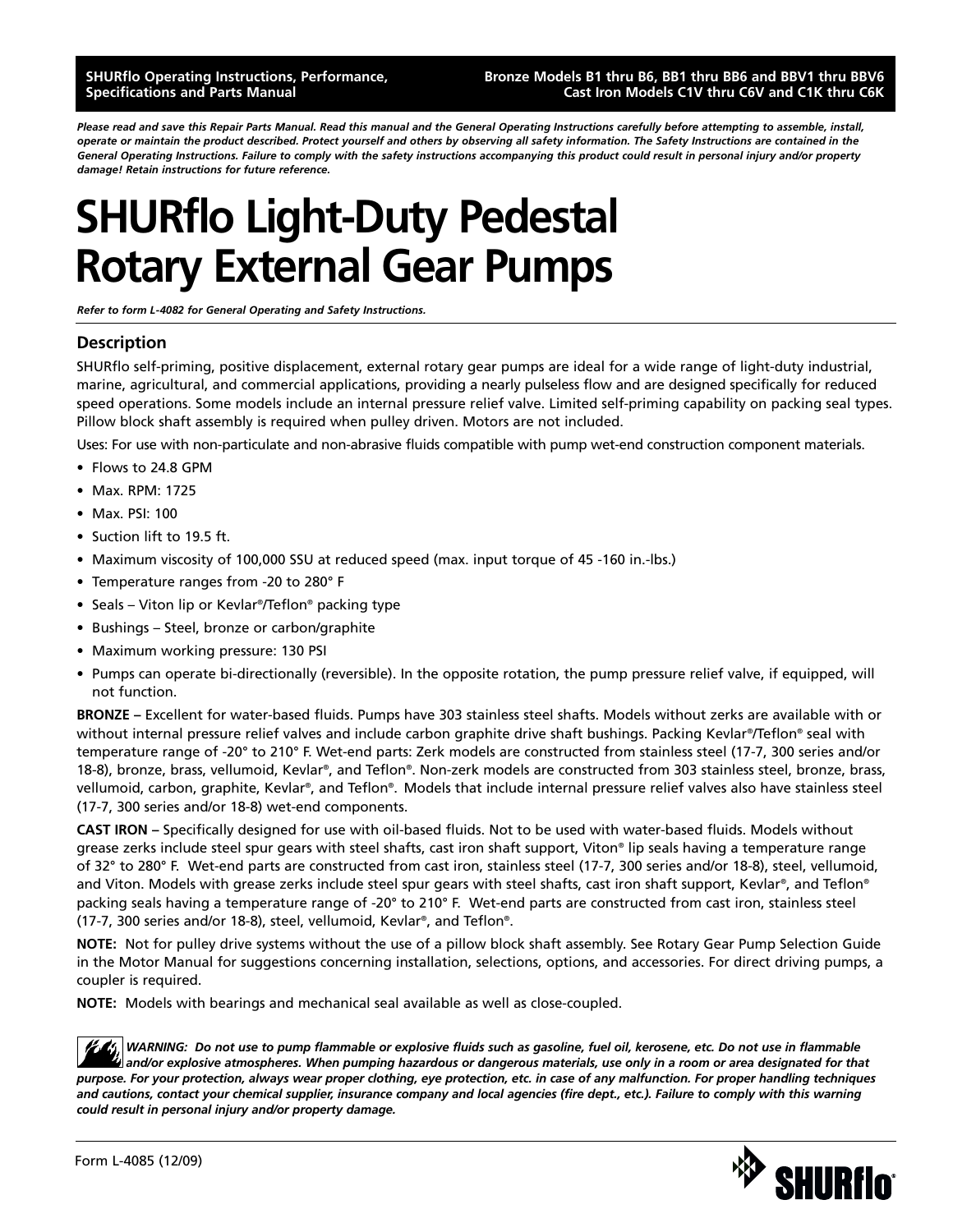**SHURflo Operating Instructions, Performance, Specifications and Parts Manual**

**Bronze Models B1 thru B6, BB1 thru BB6 and BBV1 thru BBV6 Cast Iron Models C1V thru C6V and C1K thru C6K**

***Please read and save this Repair Parts Manual. Read this manual and the General Operating Instructions carefully before attempting to assemble, install, operate or maintain the product described. Protect yourself and others by observing all safety information. The Safety Instructions are contained in the General Operating Instructions. Failure to comply with the safety instructions accompanying this product could result in personal injury and/or property damage! Retain instructions for future reference.***

# SHURflo Light-Duty Pedestal Rotary External Gear Pumps

***Refer to form L-4082 for General Operating and Safety Instructions.***

## Description

SHURflo self-priming, positive displacement, external rotary gear pumps are ideal for a wide range of light-duty industrial, marine, agricultural, and commercial applications, providing a nearly pulseless flow and are designed specifically for reduced speed operations. Some models include an internal pressure relief valve. Limited self-priming capability on packing seal types. Pillow block shaft assembly is required when pulley driven. Motors are not included.

Uses: For use with non-particulate and non-abrasive fluids compatible with pump wet-end construction component materials.

- Flows to 24.8 GPM
- Max. RPM: 1725
- Max. PSI: 100
- Suction lift to 19.5 ft.
- Maximum viscosity of 100,000 SSU at reduced speed (max. input torque of 45 -160 in.-lbs.)
- Temperature ranges from -20 to 280° F
- Seals – Viton lip or Kevlar®/Teflon® packing type
- Bushings – Steel, bronze or carbon/graphite
- Maximum working pressure: 130 PSI
- Pumps can operate bi-directionally (reversible). In the opposite rotation, the pump pressure relief valve, if equipped, will not function.

**BRONZE –** Excellent for water-based fluids. Pumps have 303 stainless steel shafts. Models without zerks are available with or without internal pressure relief valves and include carbon graphite drive shaft bushings. Packing Kevlar®/Teflon® seal with temperature range of -20° to 210° F. Wet-end parts: Zerk models are constructed from stainless steel (17-7, 300 series and/or 18-8), bronze, brass, vellumoid, Kevlar®, and Teflon®. Non-zerk models are constructed from 303 stainless steel, bronze, brass, vellumoid, carbon, graphite, Kevlar®, and Teflon®. Models that include internal pressure relief valves also have stainless steel (17-7, 300 series and/or 18-8) wet-end components.

**CAST IRON –** Specifically designed for use with oil-based fluids. Not to be used with water-based fluids. Models without grease zerks include steel spur gears with steel shafts, cast iron shaft support, Viton® lip seals having a temperature range of 32° to 280° F. Wet-end parts are constructed from cast iron, stainless steel (17-7, 300 series and/or 18-8), steel, vellumoid, and Viton. Models with grease zerks include steel spur gears with steel shafts, cast iron shaft support, Kevlar®, and Teflon® packing seals having a temperature range of -20° to 210° F. Wet-end parts are constructed from cast iron, stainless steel (17-7, 300 series and/or 18-8), steel, vellumoid, Kevlar®, and Teflon®.

**NOTE:** Not for pulley drive systems without the use of a pillow block shaft assembly. See Rotary Gear Pump Selection Guide in the Motor Manual for suggestions concerning installation, selections, options, and accessories. For direct driving pumps, a coupler is required.

**NOTE:** Models with bearings and mechanical seal available as well as close-coupled.

***WARNING: Do not use to pump flammable or explosive fluids such as gasoline, fuel oil, kerosene, etc. Do not use in flammable and/or explosive atmospheres. When pumping hazardous or dangerous materials, use only in a room or area designated for that purpose. For your protection, always wear proper clothing, eye protection, etc. in case of any malfunction. For proper handling techniques and cautions, contact your chemical supplier, insurance company and local agencies (fire dept., etc.). Failure to comply with this warning could result in personal injury and/or property damage.***

Form L-4085 (12/09)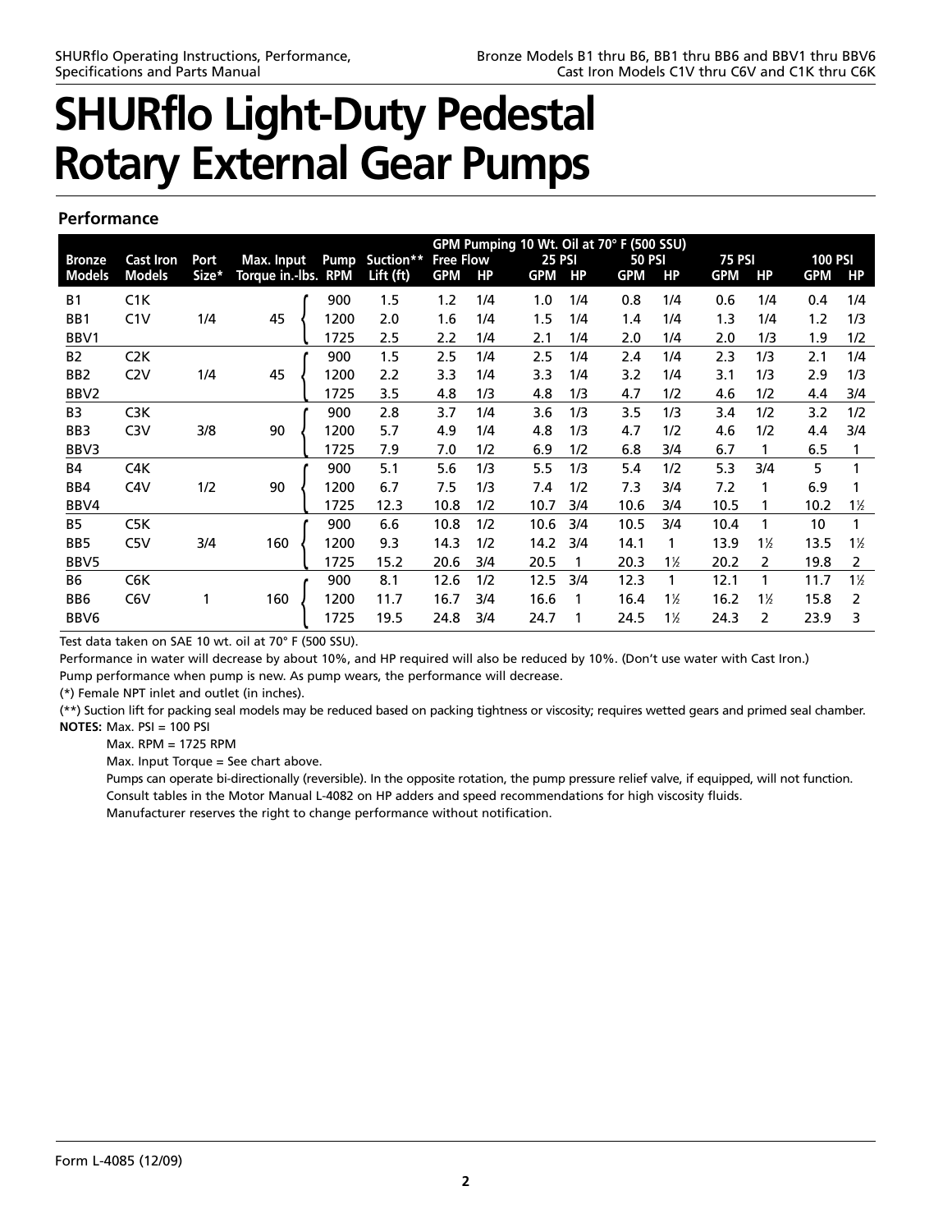# SHURflo Light-Duty Pedestal Rotary External Gear Pumps

## Performance

| Bronze Models | Cast Iron Models | Port Size* | Max. Input Torque in.-lbs. | Pump RPM | Suction** Lift (ft) | GPM Pumping 10 Wt. Oil at 70° F (500 SSU) Free Flow GPM | HP | 25 PSI GPM | HP | 50 PSI GPM | HP | 75 PSI GPM | HP | 100 PSI GPM | HP |
|---|---|---|---|---|---|---|---|---|---|---|---|---|---|---|---|
| B1 | C1K | | | 900 | 1.5 | 1.2 | 1/4 | 1.0 | 1/4 | 0.8 | 1/4 | 0.6 | 1/4 | 0.4 | 1/4 |
| BB1 | C1V | 1/4 | 45 | 1200 | 2.0 | 1.6 | 1/4 | 1.5 | 1/4 | 1.4 | 1/4 | 1.3 | 1/4 | 1.2 | 1/3 |
| BBV1 | | | | 1725 | 2.5 | 2.2 | 1/4 | 2.1 | 1/4 | 2.0 | 1/4 | 2.0 | 1/3 | 1.9 | 1/2 |
| B2 | C2K | | | 900 | 1.5 | 2.5 | 1/4 | 2.5 | 1/4 | 2.4 | 1/4 | 2.3 | 1/3 | 2.1 | 1/4 |
| BB2 | C2V | 1/4 | 45 | 1200 | 2.2 | 3.3 | 1/4 | 3.3 | 1/4 | 3.2 | 1/4 | 3.1 | 1/3 | 2.9 | 1/3 |
| BBV2 | | | | 1725 | 3.5 | 4.8 | 1/3 | 4.8 | 1/3 | 4.7 | 1/2 | 4.6 | 1/2 | 4.4 | 3/4 |
| B3 | C3K | | | 900 | 2.8 | 3.7 | 1/4 | 3.6 | 1/3 | 3.5 | 1/3 | 3.4 | 1/2 | 3.2 | 1/2 |
| BB3 | C3V | 3/8 | 90 | 1200 | 5.7 | 4.9 | 1/4 | 4.8 | 1/3 | 4.7 | 1/2 | 4.6 | 1/2 | 4.4 | 3/4 |
| BBV3 | | | | 1725 | 7.9 | 7.0 | 1/2 | 6.9 | 1/2 | 6.8 | 3/4 | 6.7 | 1 | 6.5 | 1 |
| B4 | C4K | | | 900 | 5.1 | 5.6 | 1/3 | 5.5 | 1/3 | 5.4 | 1/2 | 5.3 | 3/4 | 5 | 1 |
| BB4 | C4V | 1/2 | 90 | 1200 | 6.7 | 7.5 | 1/3 | 7.4 | 1/2 | 7.3 | 3/4 | 7.2 | 1 | 6.9 | 1 |
| BBV4 | | | | 1725 | 12.3 | 10.8 | 1/2 | 10.7 | 3/4 | 10.6 | 3/4 | 10.5 | 1 | 10.2 | 1½ |
| B5 | C5K | | | 900 | 6.6 | 10.8 | 1/2 | 10.6 | 3/4 | 10.5 | 3/4 | 10.4 | 1 | 10 | 1 |
| BB5 | C5V | 3/4 | 160 | 1200 | 9.3 | 14.3 | 1/2 | 14.2 | 3/4 | 14.1 | 1 | 13.9 | 1½ | 13.5 | 1½ |
| BBV5 | | | | 1725 | 15.2 | 20.6 | 3/4 | 20.5 | 1 | 20.3 | 1½ | 20.2 | 2 | 19.8 | 2 |
| B6 | C6K | | | 900 | 8.1 | 12.6 | 1/2 | 12.5 | 3/4 | 12.3 | 1 | 12.1 | 1 | 11.7 | 1½ |
| BB6 | C6V | 1 | 160 | 1200 | 11.7 | 16.7 | 3/4 | 16.6 | 1 | 16.4 | 1½ | 16.2 | 1½ | 15.8 | 2 |
| BBV6 | | | | 1725 | 19.5 | 24.8 | 3/4 | 24.7 | 1 | 24.5 | 1½ | 24.3 | 2 | 23.9 | 3 |

Test data taken on SAE 10 wt. oil at 70° F (500 SSU).

Performance in water will decrease by about 10%, and HP required will also be reduced by 10%. (Don't use water with Cast Iron.)

Pump performance when pump is new. As pump wears, the performance will decrease.

(*) Female NPT inlet and outlet (in inches).

(**) Suction lift for packing seal models may be reduced based on packing tightness or viscosity; requires wetted gears and primed seal chamber.

**NOTES:** Max. PSI = 100 PSI

Max. RPM = 1725 RPM

Max. Input Torque = See chart above.

Pumps can operate bi-directionally (reversible). In the opposite rotation, the pump pressure relief valve, if equipped, will not function.

Consult tables in the Motor Manual L-4082 on HP adders and speed recommendations for high viscosity fluids.

Manufacturer reserves the right to change performance without notification.

Form L-4085 (12/09)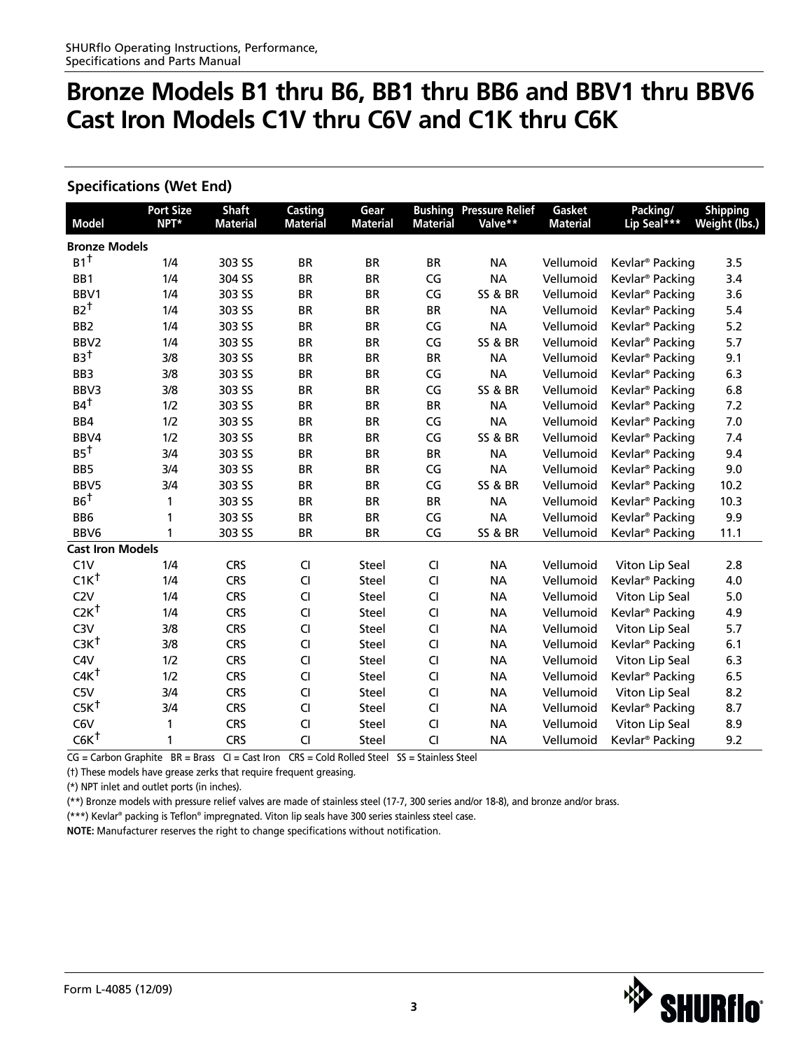# Bronze Models B1 thru B6, BB1 thru BB6 and BBV1 thru BBV6 Cast Iron Models C1V thru C6V and C1K thru C6K

## Specifications (Wet End)

| Model | Port Size NPT* | Shaft Material | Casting Material | Gear Material | Bushing Material | Pressure Relief Valve** | Gasket Material | Packing/ Lip Seal*** | Shipping Weight (lbs.) |
|---|---|---|---|---|---|---|---|---|---|
| **Bronze Models** | | | | | | | | | |
| B1† | 1/4 | 303 SS | BR | BR | BR | NA | Vellumoid | Kevlar® Packing | 3.5 |
| BB1 | 1/4 | 304 SS | BR | BR | CG | NA | Vellumoid | Kevlar® Packing | 3.4 |
| BBV1 | 1/4 | 303 SS | BR | BR | CG | SS & BR | Vellumoid | Kevlar® Packing | 3.6 |
| B2† | 1/4 | 303 SS | BR | BR | BR | NA | Vellumoid | Kevlar® Packing | 5.4 |
| BB2 | 1/4 | 303 SS | BR | BR | CG | NA | Vellumoid | Kevlar® Packing | 5.2 |
| BBV2 | 1/4 | 303 SS | BR | BR | CG | SS & BR | Vellumoid | Kevlar® Packing | 5.7 |
| B3† | 3/8 | 303 SS | BR | BR | BR | NA | Vellumoid | Kevlar® Packing | 9.1 |
| BB3 | 3/8 | 303 SS | BR | BR | CG | NA | Vellumoid | Kevlar® Packing | 6.3 |
| BBV3 | 3/8 | 303 SS | BR | BR | CG | SS & BR | Vellumoid | Kevlar® Packing | 6.8 |
| B4† | 1/2 | 303 SS | BR | BR | BR | NA | Vellumoid | Kevlar® Packing | 7.2 |
| BB4 | 1/2 | 303 SS | BR | BR | CG | NA | Vellumoid | Kevlar® Packing | 7.0 |
| BBV4 | 1/2 | 303 SS | BR | BR | CG | SS & BR | Vellumoid | Kevlar® Packing | 7.4 |
| B5† | 3/4 | 303 SS | BR | BR | BR | NA | Vellumoid | Kevlar® Packing | 9.4 |
| BB5 | 3/4 | 303 SS | BR | BR | CG | NA | Vellumoid | Kevlar® Packing | 9.0 |
| BBV5 | 3/4 | 303 SS | BR | BR | CG | SS & BR | Vellumoid | Kevlar® Packing | 10.2 |
| B6† | 1 | 303 SS | BR | BR | BR | NA | Vellumoid | Kevlar® Packing | 10.3 |
| BB6 | 1 | 303 SS | BR | BR | CG | NA | Vellumoid | Kevlar® Packing | 9.9 |
| BBV6 | 1 | 303 SS | BR | BR | CG | SS & BR | Vellumoid | Kevlar® Packing | 11.1 |
| **Cast Iron Models** | | | | | | | | | |
| C1V | 1/4 | CRS | CI | Steel | CI | NA | Vellumoid | Viton Lip Seal | 2.8 |
| C1K† | 1/4 | CRS | CI | Steel | CI | NA | Vellumoid | Kevlar® Packing | 4.0 |
| C2V | 1/4 | CRS | CI | Steel | CI | NA | Vellumoid | Viton Lip Seal | 5.0 |
| C2K† | 1/4 | CRS | CI | Steel | CI | NA | Vellumoid | Kevlar® Packing | 4.9 |
| C3V | 3/8 | CRS | CI | Steel | CI | NA | Vellumoid | Viton Lip Seal | 5.7 |
| C3K† | 3/8 | CRS | CI | Steel | CI | NA | Vellumoid | Kevlar® Packing | 6.1 |
| C4V | 1/2 | CRS | CI | Steel | CI | NA | Vellumoid | Viton Lip Seal | 6.3 |
| C4K† | 1/2 | CRS | CI | Steel | CI | NA | Vellumoid | Kevlar® Packing | 6.5 |
| C5V | 3/4 | CRS | CI | Steel | CI | NA | Vellumoid | Viton Lip Seal | 8.2 |
| C5K† | 3/4 | CRS | CI | Steel | CI | NA | Vellumoid | Kevlar® Packing | 8.7 |
| C6V | 1 | CRS | CI | Steel | CI | NA | Vellumoid | Viton Lip Seal | 8.9 |
| C6K† | 1 | CRS | CI | Steel | CI | NA | Vellumoid | Kevlar® Packing | 9.2 |

CG = Carbon Graphite BR = Brass CI = Cast Iron CRS = Cold Rolled Steel SS = Stainless Steel

(†) These models have grease zerks that require frequent greasing.

(*) NPT inlet and outlet ports (in inches).

(**) Bronze models with pressure relief valves are made of stainless steel (17-7, 300 series and/or 18-8), and bronze and/or brass.

(***) Kevlar® packing is Teflon® impregnated. Viton lip seals have 300 series stainless steel case.

**NOTE:** Manufacturer reserves the right to change specifications without notification.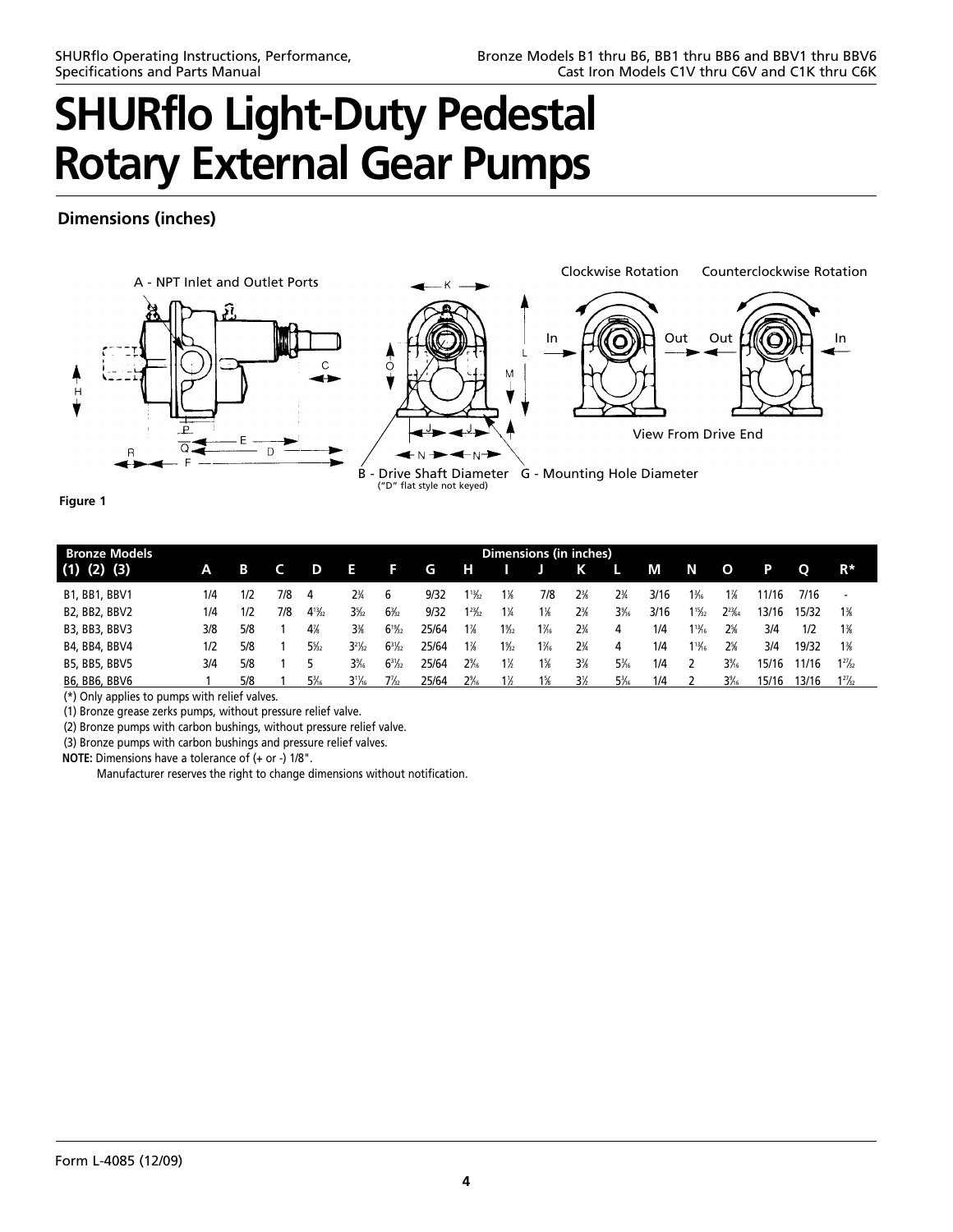# SHURflo Light-Duty Pedestal Rotary External Gear Pumps

## Dimensions (inches)

A - NPT Inlet and Outlet Ports

B - Drive Shaft Diameter ("D" flat style not keyed)

G - Mounting Hole Diameter

Clockwise Rotation — Counterclockwise Rotation

View From Drive End

**Figure 1**

| Bronze Models (1) (2) (3) | A | B | C | D | E | F | G | H | I | J | K | L | M | N | O | P | Q | R* |
|---|---|---|---|---|---|---|---|---|---|---|---|---|---|---|---|---|---|---|
| B1, BB1, BBV1 | 1/4 | 1/2 | 7/8 | 4 | 2¾ | 6 | 9/32 | 1¹³⁄₃₂ | 1⅛ | 7/8 | 2⅜ | 2¾ | 3/16 | 1³⁄₁₆ | 1⅞ | 11/16 | 7/16 | - |
| B2, BB2, BBV2 | 1/4 | 1/2 | 7/8 | 4¹³⁄₃₂ | 3⁵⁄₃₂ | 6³⁄₃₂ | 9/32 | 1²³⁄₃₂ | 1¼ | 1⅛ | 2⅜ | 3⁹⁄₁₆ | 3/16 | 1¹⁵⁄₃₂ | 2²³⁄₆₄ | 13/16 | 15/32 | 1⅜ |
| B3, BB3, BBV3 | 3/8 | 5/8 | 1 | 4⅞ | 3⅜ | 6¹⁵⁄₃₂ | 25/64 | 1⅞ | 1⁹⁄₃₂ | 1⁷⁄₁₆ | 2¾ | 4 | 1/4 | 1¹³⁄₁₆ | 2⅝ | 3/4 | 1/2 | 1⅜ |
| B4, BB4, BBV4 | 1/2 | 5/8 | 1 | 5⁵⁄₃₂ | 3²¹⁄₃₂ | 6²³⁄₃₂ | 25/64 | 1⅞ | 1⁹⁄₃₂ | 1⁷⁄₁₆ | 2¾ | 4 | 1/4 | 1¹³⁄₁₆ | 2⅝ | 3/4 | 19/32 | 1⅜ |
| B5, BB5, BBV5 | 3/4 | 5/8 | 1 | 5 | 3⁹⁄₁₆ | 6³¹⁄₃₂ | 25/64 | 2⁵⁄₁₆ | 1½ | 1⅝ | 3⅛ | 5³⁄₁₆ | 1/4 | 2 | 3³⁄₁₆ | 15/16 | 11/16 | 1²⁷⁄₃₂ |
| B6, BB6, BBV6 | 1 | 5/8 | 1 | 5³⁄₁₆ | 3¹¹⁄₁₆ | 7⁷⁄₃₂ | 25/64 | 2⁵⁄₁₆ | 1½ | 1⅝ | 3⅛ | 5³⁄₁₆ | 1/4 | 2 | 3³⁄₁₆ | 15/16 | 13/16 | 1²⁷⁄₃₂ |

(*) Only applies to pumps with relief valves.

(1) Bronze grease zerks pumps, without pressure relief valve.

(2) Bronze pumps with carbon bushings, without pressure relief valve.

(3) Bronze pumps with carbon bushings and pressure relief valves.

**NOTE:** Dimensions have a tolerance of (+ or -) 1/8".

Manufacturer reserves the right to change dimensions without notification.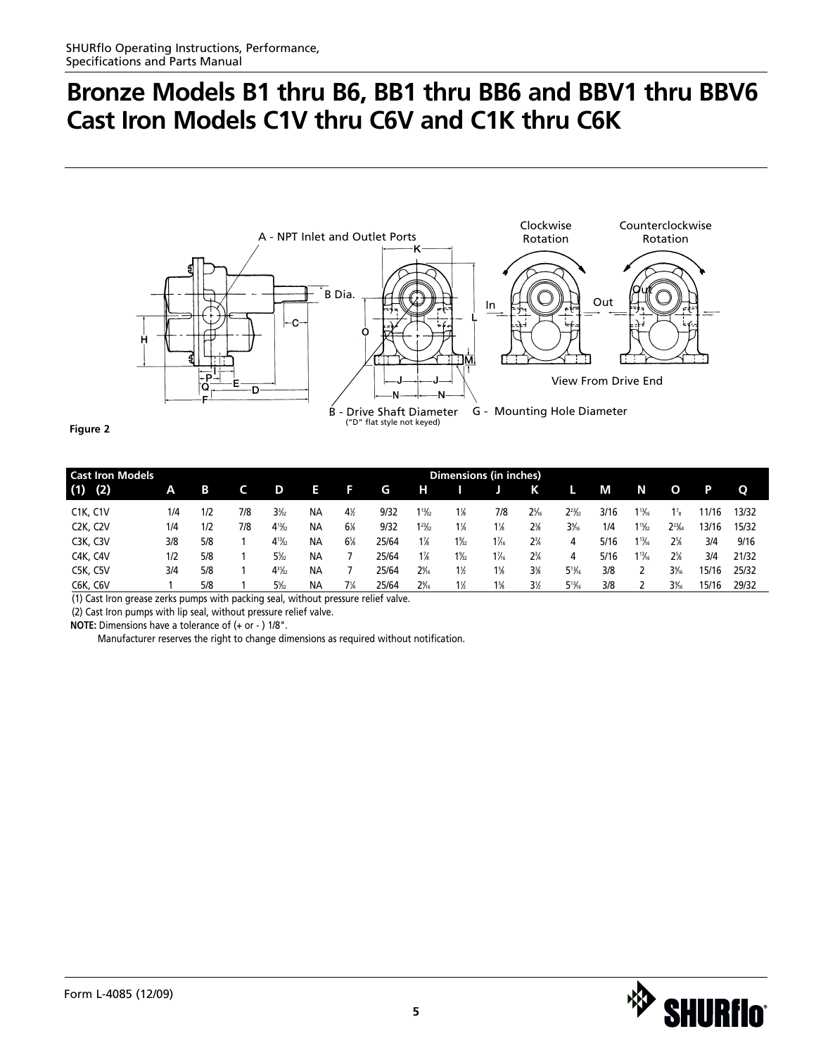# Bronze Models B1 thru B6, BB1 thru BB6 and BBV1 thru BBV6
# Cast Iron Models C1V thru C6V and C1K thru C6K

A - NPT Inlet and Outlet Ports

B Dia.

Clockwise Rotation

Counterclockwise Rotation

In

Out

View From Drive End

B - Drive Shaft Diameter ("D" flat style not keyed)

G - Mounting Hole Diameter

**Figure 2**

| Cast Iron Models (1) (2) | A | B | C | D | E | F | G | H | I | J | K | L | M | N | O | P | Q |
|---|---|---|---|---|---|---|---|---|---|---|---|---|---|---|---|---|---|
| C1K, C1V | 1/4 | 1/2 | 7/8 | 3 3/32 | NA | 4 1/2 | 9/32 | 1 13/32 | 1 1/8 | 7/8 | 2 5/16 | 2 23/32 | 3/16 | 1 13/16 | 1 7/8 | 11/16 | 13/32 |
| C2K, C2V | 1/4 | 1/2 | 7/8 | 4 13/32 | NA | 6 1/8 | 9/32 | 1 23/32 | 1 1/4 | 1 1/8 | 2 3/8 | 3 3/16 | 1/4 | 1 15/32 | 2 23/64 | 13/16 | 15/32 |
| C3K, C3V | 3/8 | 5/8 | 1 | 4 13/32 | NA | 6 7/8 | 25/64 | 1 7/8 | 1 5/32 | 1 7/16 | 2 3/4 | 4 | 5/16 | 1 13/16 | 2 5/8 | 3/4 | 9/16 |
| C4K, C4V | 1/2 | 5/8 | 1 | 5 5/32 | NA | 7 | 25/64 | 1 7/8 | 1 5/32 | 1 7/16 | 2 3/4 | 4 | 5/16 | 1 13/16 | 2 5/8 | 3/4 | 21/32 |
| C5K, C5V | 3/4 | 5/8 | 1 | 4 31/32 | NA | 7 | 25/64 | 2 9/16 | 1 1/2 | 1 5/8 | 3 3/8 | 5 13/16 | 3/8 | 2 | 3 9/16 | 15/16 | 25/32 |
| C6K, C6V | 1 | 5/8 | 1 | 5 5/32 | NA | 7 1/4 | 25/64 | 2 9/16 | 1 1/2 | 1 5/8 | 3 1/2 | 5 13/16 | 3/8 | 2 | 3 9/16 | 15/16 | 29/32 |

Dimensions (in inches)

(1) Cast Iron grease zerks pumps with packing seal, without pressure relief valve.

(2) Cast Iron pumps with lip seal, without pressure relief valve.

**NOTE:** Dimensions have a tolerance of (+ or - ) 1/8".

Manufacturer reserves the right to change dimensions as required without notification.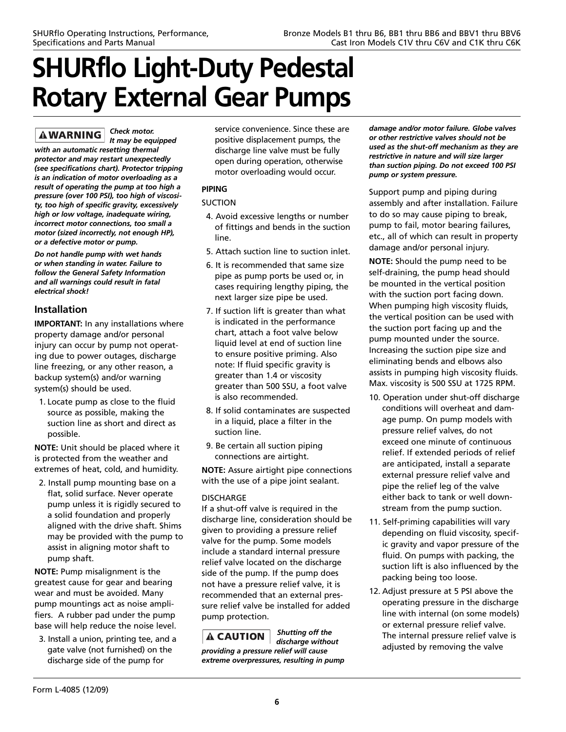# SHURflo Light-Duty Pedestal Rotary External Gear Pumps

**⚠WARNING** ***Check motor. It may be equipped with an automatic resetting thermal protector and may restart unexpectedly (see specifications chart). Protector tripping is an indication of motor overloading as a result of operating the pump at too high a pressure (over 100 PSI), too high of viscosity, too high of specific gravity, excessively high or low voltage, inadequate wiring, incorrect motor connections, too small a motor (sized incorrectly, not enough HP), or a defective motor or pump.***

***Do not handle pump with wet hands or when standing in water. Failure to follow the General Safety Information and all warnings could result in fatal electrical shock!***

## Installation

**IMPORTANT:** In any installations where property damage and/or personal injury can occur by pump not operating due to power outages, discharge line freezing, or any other reason, a backup system(s) and/or warning system(s) should be used.

1. Locate pump as close to the fluid source as possible, making the suction line as short and direct as possible.

**NOTE:** Unit should be placed where it is protected from the weather and extremes of heat, cold, and humidity.

2. Install pump mounting base on a flat, solid surface. Never operate pump unless it is rigidly secured to a solid foundation and properly aligned with the drive shaft. Shims may be provided with the pump to assist in aligning motor shaft to pump shaft.

**NOTE:** Pump misalignment is the greatest cause for gear and bearing wear and must be avoided. Many pump mountings act as noise amplifiers. A rubber pad under the pump base will help reduce the noise level.

3. Install a union, printing tee, and a gate valve (not furnished) on the discharge side of the pump for service convenience. Since these are positive displacement pumps, the discharge line valve must be fully open during operation, otherwise motor overloading would occur.

**PIPING**

SUCTION

4. Avoid excessive lengths or number of fittings and bends in the suction line.
5. Attach suction line to suction inlet.
6. It is recommended that same size pipe as pump ports be used or, in cases requiring lengthy piping, the next larger size pipe be used.
7. If suction lift is greater than what is indicated in the performance chart, attach a foot valve below liquid level at end of suction line to ensure positive priming. Also note: If fluid specific gravity is greater than 1.4 or viscosity greater than 500 SSU, a foot valve is also recommended.
8. If solid contaminates are suspected in a liquid, place a filter in the suction line.
9. Be certain all suction piping connections are airtight.

**NOTE:** Assure airtight pipe connections with the use of a pipe joint sealant.

DISCHARGE

If a shut-off valve is required in the discharge line, consideration should be given to providing a pressure relief valve for the pump. Some models include a standard internal pressure relief valve located on the discharge side of the pump. If the pump does not have a pressure relief valve, it is recommended that an external pressure relief valve be installed for added pump protection.

**⚠CAUTION** ***Shutting off the discharge without providing a pressure relief will cause extreme overpressures, resulting in pump damage and/or motor failure. Globe valves or other restrictive valves should not be used as the shut-off mechanism as they are restrictive in nature and will size larger than suction piping. Do not exceed 100 PSI pump or system pressure.***

Support pump and piping during assembly and after installation. Failure to do so may cause piping to break, pump to fail, motor bearing failures, etc., all of which can result in property damage and/or personal injury.

**NOTE:** Should the pump need to be self-draining, the pump head should be mounted in the vertical position with the suction port facing down. When pumping high viscosity fluids, the vertical position can be used with the suction port facing up and the pump mounted under the source. Increasing the suction pipe size and eliminating bends and elbows also assists in pumping high viscosity fluids. Max. viscosity is 500 SSU at 1725 RPM.

10. Operation under shut-off discharge conditions will overheat and damage pump. On pump models with pressure relief valves, do not exceed one minute of continuous relief. If extended periods of relief are anticipated, install a separate external pressure relief valve and pipe the relief leg of the valve either back to tank or well downstream from the pump suction.
11. Self-priming capabilities will vary depending on fluid viscosity, specific gravity and vapor pressure of the fluid. On pumps with packing, the suction lift is also influenced by the packing being too loose.
12. Adjust pressure at 5 PSI above the operating pressure in the discharge line with internal (on some models) or external pressure relief valve. The internal pressure relief valve is adjusted by removing the valve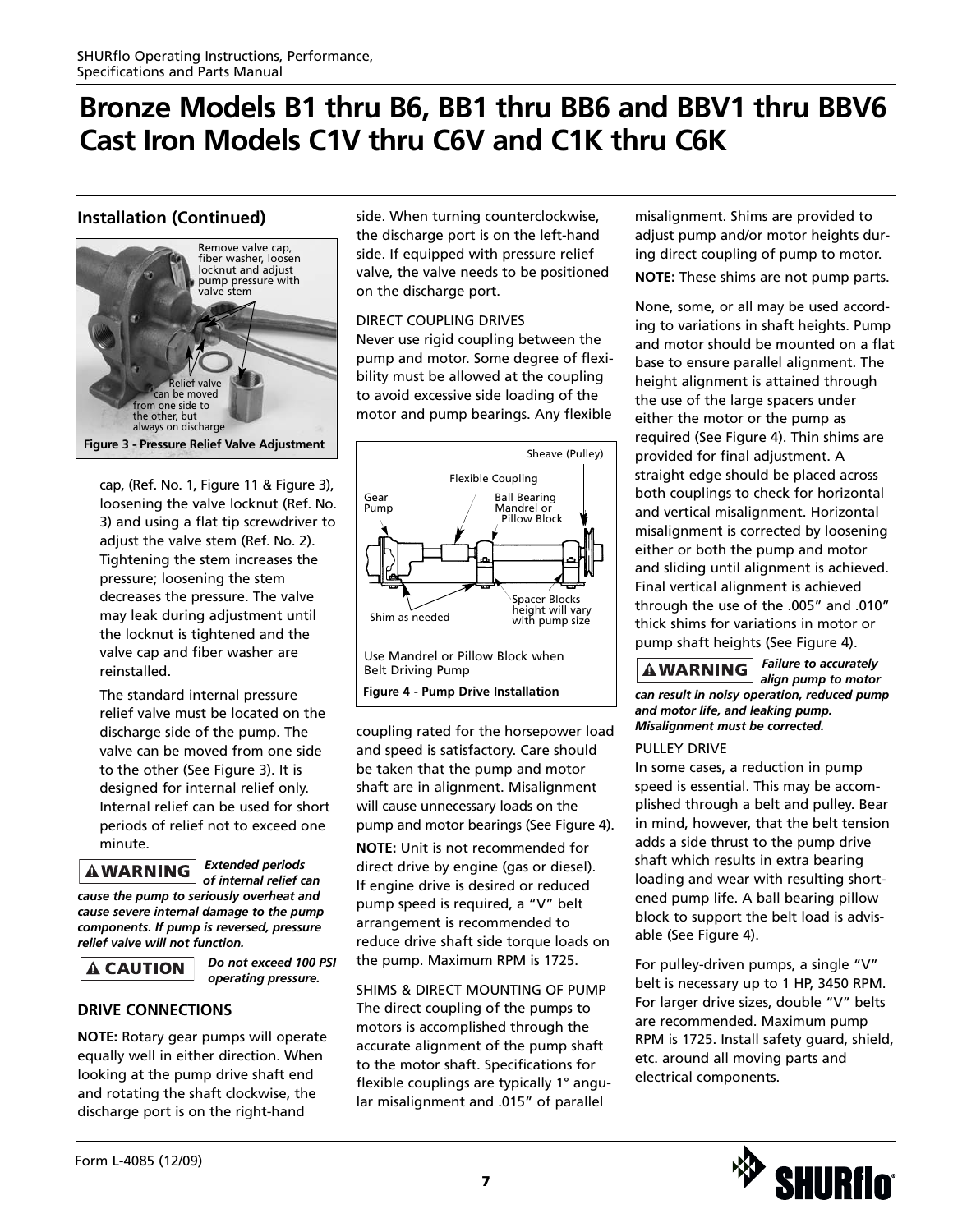# Bronze Models B1 thru B6, BB1 thru BB6 and BBV1 thru BBV6 Cast Iron Models C1V thru C6V and C1K thru C6K

## Installation (Continued)

Figure 3 - Pressure Relief Valve Adjustment

cap, (Ref. No. 1, Figure 11 & Figure 3), loosening the valve locknut (Ref. No. 3) and using a flat tip screwdriver to adjust the valve stem (Ref. No. 2). Tightening the stem increases the pressure; loosening the stem decreases the pressure. The valve may leak during adjustment until the locknut is tightened and the valve cap and fiber washer are reinstalled.

The standard internal pressure relief valve must be located on the discharge side of the pump. The valve can be moved from one side to the other (See Figure 3). It is designed for internal relief only. Internal relief can be used for short periods of relief not to exceed one minute.

**⚠WARNING** ***Extended periods of internal relief can cause the pump to seriously overheat and cause severe internal damage to the pump components. If pump is reversed, pressure relief valve will not function.***

**⚠ CAUTION** ***Do not exceed 100 PSI operating pressure.***

### DRIVE CONNECTIONS

**NOTE:** Rotary gear pumps will operate equally well in either direction. When looking at the pump drive shaft end and rotating the shaft clockwise, the discharge port is on the right-hand side. When turning counterclockwise, the discharge port is on the left-hand side. If equipped with pressure relief valve, the valve needs to be positioned on the discharge port.

DIRECT COUPLING DRIVES

Never use rigid coupling between the pump and motor. Some degree of flexibility must be allowed at the coupling to avoid excessive side loading of the motor and pump bearings. Any flexible coupling rated for the horsepower load and speed is satisfactory. Care should be taken that the pump and motor shaft are in alignment. Misalignment will cause unnecessary loads on the pump and motor bearings (See Figure 4).

Use Mandrel or Pillow Block when Belt Driving Pump

Figure 4 - Pump Drive Installation

**NOTE:** Unit is not recommended for direct drive by engine (gas or diesel). If engine drive is desired or reduced pump speed is required, a "V" belt arrangement is recommended to reduce drive shaft side torque loads on the pump. Maximum RPM is 1725.

SHIMS & DIRECT MOUNTING OF PUMP

The direct coupling of the pumps to motors is accomplished through the accurate alignment of the pump shaft to the motor shaft. Specifications for flexible couplings are typically 1° angular misalignment and .015" of parallel misalignment. Shims are provided to adjust pump and/or motor heights during direct coupling of pump to motor.

**NOTE:** These shims are not pump parts.

None, some, or all may be used according to variations in shaft heights. Pump and motor should be mounted on a flat base to ensure parallel alignment. The height alignment is attained through the use of the large spacers under either the motor or the pump as required (See Figure 4). Thin shims are provided for final adjustment. A straight edge should be placed across both couplings to check for horizontal and vertical misalignment. Horizontal misalignment is corrected by loosening either or both the pump and motor and sliding until alignment is achieved. Final vertical alignment is achieved through the use of the .005" and .010" thick shims for variations in motor or pump shaft heights (See Figure 4).

**⚠WARNING** ***Failure to accurately align pump to motor can result in noisy operation, reduced pump and motor life, and leaking pump. Misalignment must be corrected.***

PULLEY DRIVE

In some cases, a reduction in pump speed is essential. This may be accomplished through a belt and pulley. Bear in mind, however, that the belt tension adds a side thrust to the pump drive shaft which results in extra bearing loading and wear with resulting shortened pump life. A ball bearing pillow block to support the belt load is advisable (See Figure 4).

For pulley-driven pumps, a single "V" belt is necessary up to 1 HP, 3450 RPM. For larger drive sizes, double "V" belts are recommended. Maximum pump RPM is 1725. Install safety guard, shield, etc. around all moving parts and electrical components.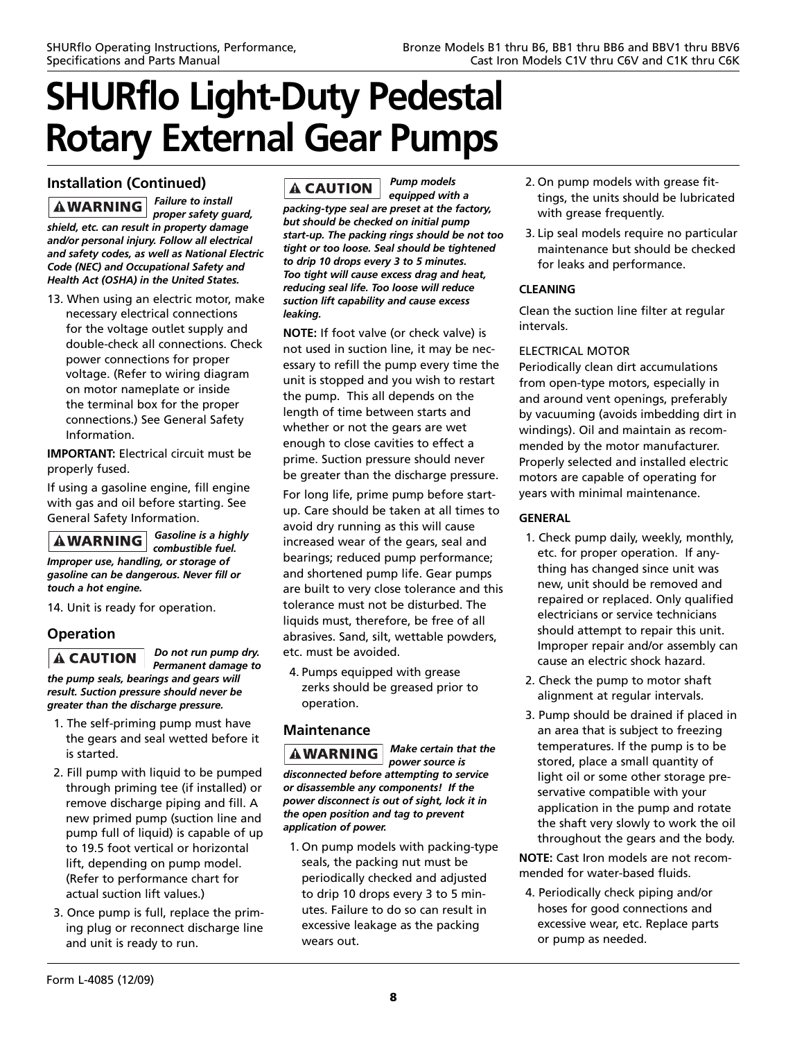# SHURflo Light-Duty Pedestal Rotary External Gear Pumps

## Installation (Continued)

**⚠ WARNING** ***Failure to install proper safety guard, shield, etc. can result in property damage and/or personal injury. Follow all electrical and safety codes, as well as National Electric Code (NEC) and Occupational Safety and Health Act (OSHA) in the United States.***

13. When using an electric motor, make necessary electrical connections for the voltage outlet supply and double-check all connections. Check power connections for proper voltage. (Refer to wiring diagram on motor nameplate or inside the terminal box for the proper connections.) See General Safety Information.

**IMPORTANT:** Electrical circuit must be properly fused.

If using a gasoline engine, fill engine with gas and oil before starting. See General Safety Information.

**⚠ WARNING** ***Gasoline is a highly combustible fuel. Improper use, handling, or storage of gasoline can be dangerous. Never fill or touch a hot engine.***

14. Unit is ready for operation.

## Operation

**⚠ CAUTION** ***Do not run pump dry. Permanent damage to the pump seals, bearings and gears will result. Suction pressure should never be greater than the discharge pressure.***

1. The self-priming pump must have the gears and seal wetted before it is started.
2. Fill pump with liquid to be pumped through priming tee (if installed) or remove discharge piping and fill. A new primed pump (suction line and pump full of liquid) is capable of up to 19.5 foot vertical or horizontal lift, depending on pump model. (Refer to performance chart for actual suction lift values.)
3. Once pump is full, replace the priming plug or reconnect discharge line and unit is ready to run.

**⚠ CAUTION** ***Pump models equipped with a packing-type seal are preset at the factory, but should be checked on initial pump start-up. The packing rings should be not too tight or too loose. Seal should be tightened to drip 10 drops every 3 to 5 minutes. Too tight will cause excess drag and heat, reducing seal life. Too loose will reduce suction lift capability and cause excess leaking.***

**NOTE:** If foot valve (or check valve) is not used in suction line, it may be necessary to refill the pump every time the unit is stopped and you wish to restart the pump. This all depends on the length of time between starts and whether or not the gears are wet enough to close cavities to effect a prime. Suction pressure should never be greater than the discharge pressure.

For long life, prime pump before start-up. Care should be taken at all times to avoid dry running as this will cause increased wear of the gears, seal and bearings; reduced pump performance; and shortened pump life. Gear pumps are built to very close tolerance and this tolerance must not be disturbed. The liquids must, therefore, be free of all abrasives. Sand, silt, wettable powders, etc. must be avoided.

4. Pumps equipped with grease zerks should be greased prior to operation.

## Maintenance

**⚠ WARNING** ***Make certain that the power source is disconnected before attempting to service or disassemble any components! If the power disconnect is out of sight, lock it in the open position and tag to prevent application of power.***

1. On pump models with packing-type seals, the packing nut must be periodically checked and adjusted to drip 10 drops every 3 to 5 minutes. Failure to do so can result in excessive leakage as the packing wears out.
2. On pump models with grease fittings, the units should be lubricated with grease frequently.
3. Lip seal models require no particular maintenance but should be checked for leaks and performance.

**CLEANING**

Clean the suction line filter at regular intervals.

ELECTRICAL MOTOR

Periodically clean dirt accumulations from open-type motors, especially in and around vent openings, preferably by vacuuming (avoids imbedding dirt in windings). Oil and maintain as recommended by the motor manufacturer. Properly selected and installed electric motors are capable of operating for years with minimal maintenance.

**GENERAL**

1. Check pump daily, weekly, monthly, etc. for proper operation. If anything has changed since unit was new, unit should be removed and repaired or replaced. Only qualified electricians or service technicians should attempt to repair this unit. Improper repair and/or assembly can cause an electric shock hazard.
2. Check the pump to motor shaft alignment at regular intervals.
3. Pump should be drained if placed in an area that is subject to freezing temperatures. If the pump is to be stored, place a small quantity of light oil or some other storage preservative compatible with your application in the pump and rotate the shaft very slowly to work the oil throughout the gears and the body.

**NOTE:** Cast Iron models are not recommended for water-based fluids.

4. Periodically check piping and/or hoses for good connections and excessive wear, etc. Replace parts or pump as needed.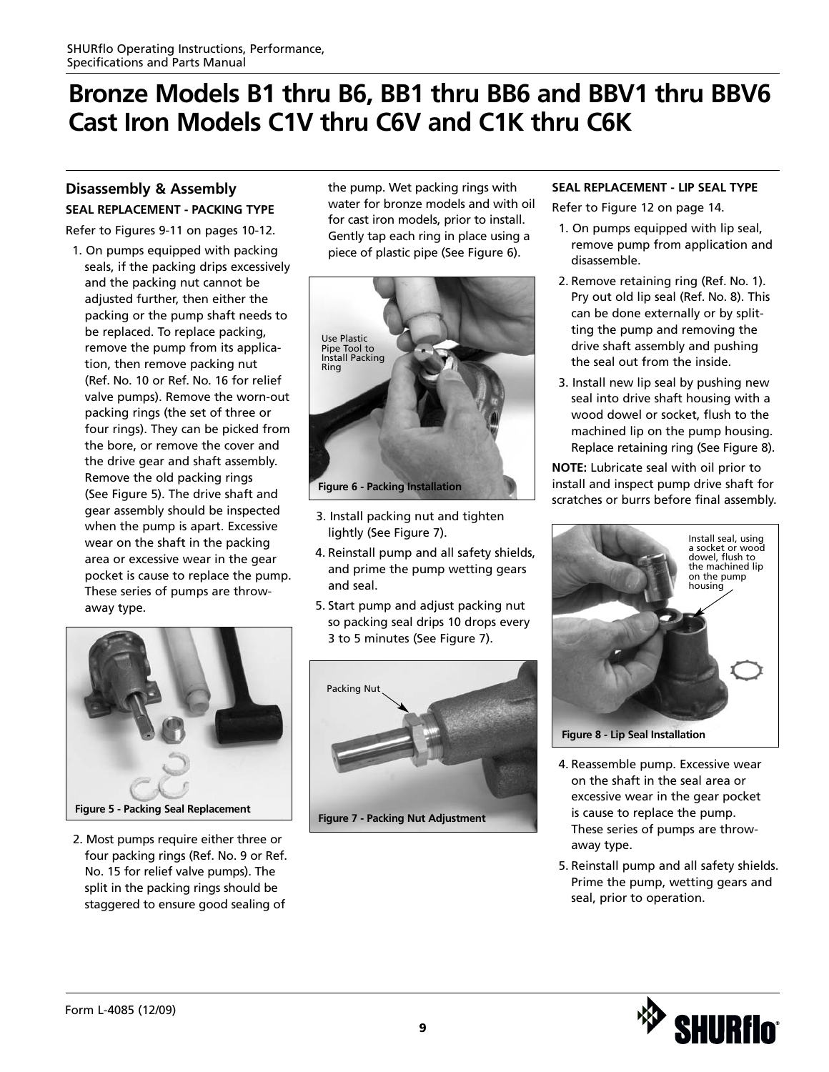SHURflo Operating Instructions, Performance, Specifications and Parts Manual

# Bronze Models B1 thru B6, BB1 thru BB6 and BBV1 thru BBV6 Cast Iron Models C1V thru C6V and C1K thru C6K

## Disassembly & Assembly

### SEAL REPLACEMENT - PACKING TYPE

Refer to Figures 9-11 on pages 10-12.

1. On pumps equipped with packing seals, if the packing drips excessively and the packing nut cannot be adjusted further, then either the packing or the pump shaft needs to be replaced. To replace packing, remove the pump from its application, then remove packing nut (Ref. No. 10 or Ref. No. 16 for relief valve pumps). Remove the worn-out packing rings (the set of three or four rings). They can be picked from the bore, or remove the cover and the drive gear and shaft assembly. Remove the old packing rings (See Figure 5). The drive shaft and gear assembly should be inspected when the pump is apart. Excessive wear on the shaft in the packing area or excessive wear in the gear pocket is cause to replace the pump. These series of pumps are throw-away type.

**Figure 5 - Packing Seal Replacement**

2. Most pumps require either three or four packing rings (Ref. No. 9 or Ref. No. 15 for relief valve pumps). The split in the packing rings should be staggered to ensure good sealing of the pump. Wet packing rings with water for bronze models and with oil for cast iron models, prior to install. Gently tap each ring in place using a piece of plastic pipe (See Figure 6).

Use Plastic Pipe Tool to Install Packing Ring

**Figure 6 - Packing Installation**

3. Install packing nut and tighten lightly (See Figure 7).
4. Reinstall pump and all safety shields, and prime the pump wetting gears and seal.
5. Start pump and adjust packing nut so packing seal drips 10 drops every 3 to 5 minutes (See Figure 7).

Packing Nut

**Figure 7 - Packing Nut Adjustment**

### SEAL REPLACEMENT - LIP SEAL TYPE

Refer to Figure 12 on page 14.

1. On pumps equipped with lip seal, remove pump from application and disassemble.
2. Remove retaining ring (Ref. No. 1). Pry out old lip seal (Ref. No. 8). This can be done externally or by splitting the pump and removing the drive shaft assembly and pushing the seal out from the inside.
3. Install new lip seal by pushing new seal into drive shaft housing with a wood dowel or socket, flush to the machined lip on the pump housing. Replace retaining ring (See Figure 8).

**NOTE:** Lubricate seal with oil prior to install and inspect pump drive shaft for scratches or burrs before final assembly.

Install seal, using a socket or wood dowel, flush to the machined lip on the pump housing

**Figure 8 - Lip Seal Installation**

4. Reassemble pump. Excessive wear on the shaft in the seal area or excessive wear in the gear pocket is cause to replace the pump. These series of pumps are throw-away type.
5. Reinstall pump and all safety shields. Prime the pump, wetting gears and seal, prior to operation.

Form L-4085 (12/09)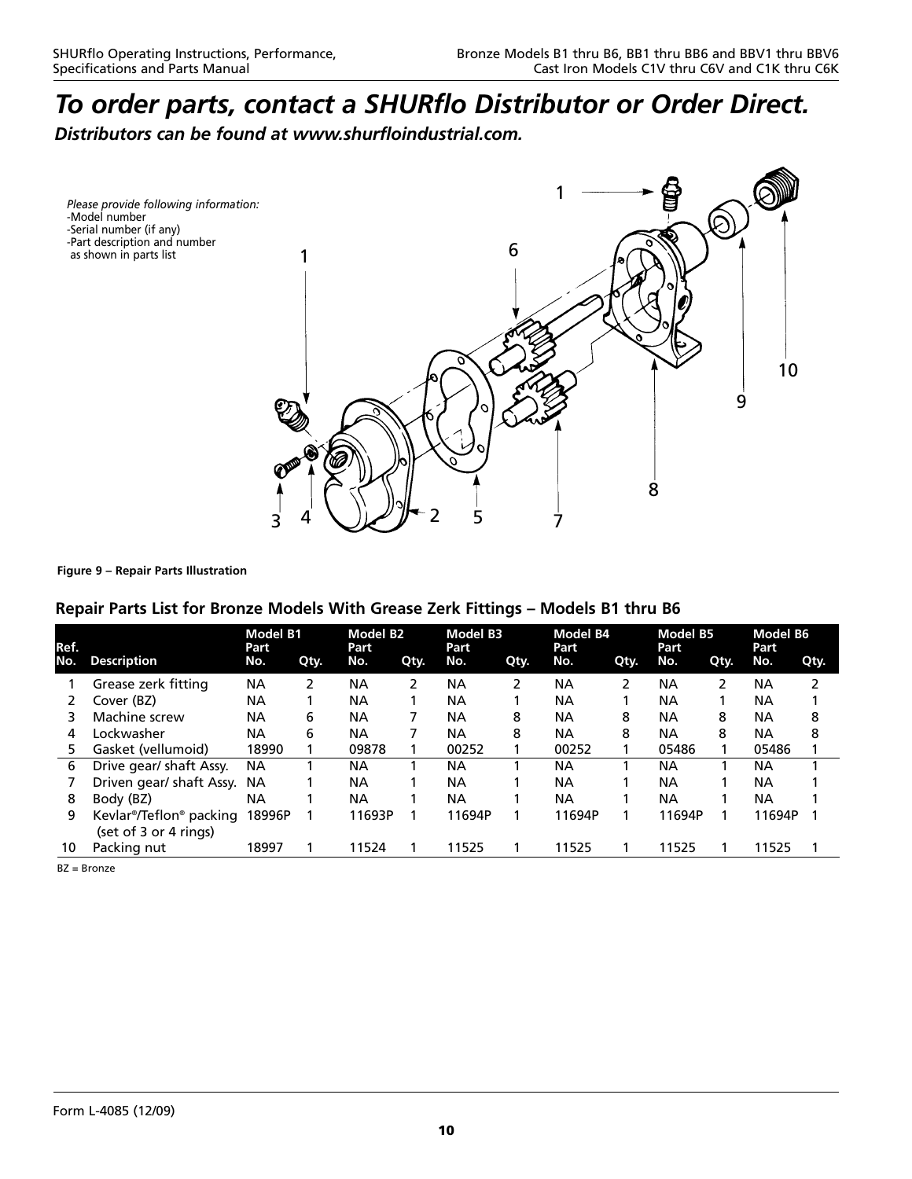# *To order parts, contact a SHURflo Distributor or Order Direct.*

***Distributors can be found at www.shurfloindustrial.com.***

*Please provide following information:*
-Model number
-Serial number (if any)
-Part description and number as shown in parts list

**Figure 9 – Repair Parts Illustration**

## Repair Parts List for Bronze Models With Grease Zerk Fittings – Models B1 thru B6

| Ref. No. | Description | Model B1 Part No. | Qty. | Model B2 Part No. | Qty. | Model B3 Part No. | Qty. | Model B4 Part No. | Qty. | Model B5 Part No. | Qty. | Model B6 Part No. | Qty. |
|---|---|---|---|---|---|---|---|---|---|---|---|---|---|
| 1 | Grease zerk fitting | NA | 2 | NA | 2 | NA | 2 | NA | 2 | NA | 2 | NA | 2 |
| 2 | Cover (BZ) | NA | 1 | NA | 1 | NA | 1 | NA | 1 | NA | 1 | NA | 1 |
| 3 | Machine screw | NA | 6 | NA | 7 | NA | 8 | NA | 8 | NA | 8 | NA | 8 |
| 4 | Lockwasher | NA | 6 | NA | 7 | NA | 8 | NA | 8 | NA | 8 | NA | 8 |
| 5 | Gasket (vellumoid) | 18990 | 1 | 09878 | 1 | 00252 | 1 | 00252 | 1 | 05486 | 1 | 05486 | 1 |
| 6 | Drive gear/ shaft Assy. | NA | 1 | NA | 1 | NA | 1 | NA | 1 | NA | 1 | NA | 1 |
| 7 | Driven gear/ shaft Assy. | NA | 1 | NA | 1 | NA | 1 | NA | 1 | NA | 1 | NA | 1 |
| 8 | Body (BZ) | NA | 1 | NA | 1 | NA | 1 | NA | 1 | NA | 1 | NA | 1 |
| 9 | Kevlar®/Teflon® packing (set of 3 or 4 rings) | 18996P | 1 | 11693P | 1 | 11694P | 1 | 11694P | 1 | 11694P | 1 | 11694P | 1 |
| 10 | Packing nut | 18997 | 1 | 11524 | 1 | 11525 | 1 | 11525 | 1 | 11525 | 1 | 11525 | 1 |

BZ = Bronze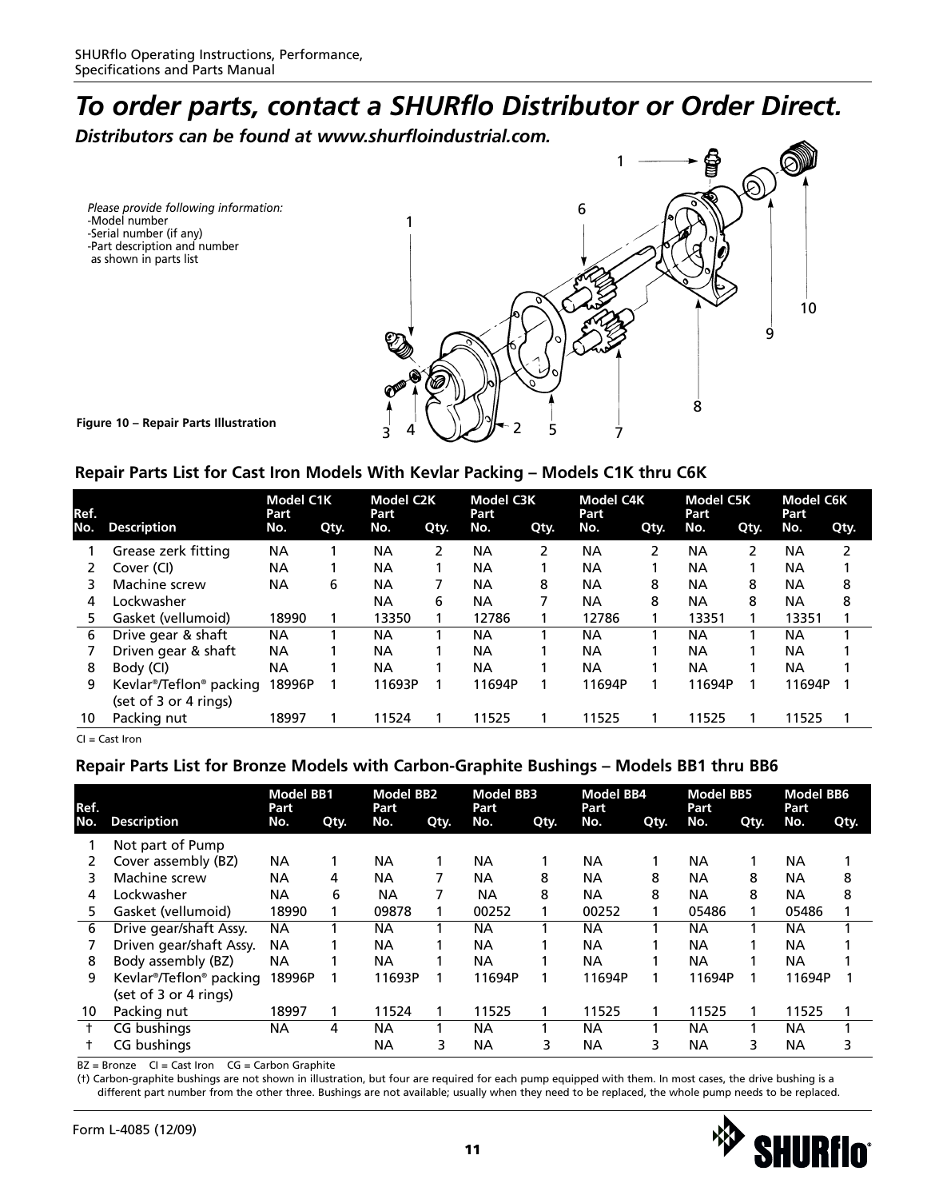# To order parts, contact a SHURflo Distributor or Order Direct.

***Distributors can be found at www.shurfloindustrial.com.***

*Please provide following information:*
- Model number
- Serial number (if any)
- Part description and number as shown in parts list

**Figure 10 – Repair Parts Illustration**

### Repair Parts List for Cast Iron Models With Kevlar Packing – Models C1K thru C6K

| Ref. No. | Description | Model C1K Part No. | Qty. | Model C2K Part No. | Qty. | Model C3K Part No. | Qty. | Model C4K Part No. | Qty. | Model C5K Part No. | Qty. | Model C6K Part No. | Qty. |
|---|---|---|---|---|---|---|---|---|---|---|---|---|---|
| 1 | Grease zerk fitting | NA | 1 | NA | 2 | NA | 2 | NA | 2 | NA | 2 | NA | 2 |
| 2 | Cover (CI) | NA | 1 | NA | 1 | NA | 1 | NA | 1 | NA | 1 | NA | 1 |
| 3 | Machine screw | NA | 6 | NA | 7 | NA | 8 | NA | 8 | NA | 8 | NA | 8 |
| 4 | Lockwasher | | | NA | 6 | NA | 7 | NA | 8 | NA | 8 | NA | 8 |
| 5 | Gasket (vellumoid) | 18990 | 1 | 13350 | 1 | 12786 | 1 | 12786 | 1 | 13351 | 1 | 13351 | 1 |
| 6 | Drive gear & shaft | NA | 1 | NA | 1 | NA | 1 | NA | 1 | NA | 1 | NA | 1 |
| 7 | Driven gear & shaft | NA | 1 | NA | 1 | NA | 1 | NA | 1 | NA | 1 | NA | 1 |
| 8 | Body (CI) | NA | 1 | NA | 1 | NA | 1 | NA | 1 | NA | 1 | NA | 1 |
| 9 | Kevlar®/Teflon® packing (set of 3 or 4 rings) | 18996P | 1 | 11693P | 1 | 11694P | 1 | 11694P | 1 | 11694P | 1 | 11694P | 1 |
| 10 | Packing nut | 18997 | 1 | 11524 | 1 | 11525 | 1 | 11525 | 1 | 11525 | 1 | 11525 | 1 |

CI = Cast Iron

### Repair Parts List for Bronze Models with Carbon-Graphite Bushings – Models BB1 thru BB6

| Ref. No. | Description | Model BB1 Part No. | Qty. | Model BB2 Part No. | Qty. | Model BB3 Part No. | Qty. | Model BB4 Part No. | Qty. | Model BB5 Part No. | Qty. | Model BB6 Part No. | Qty. |
|---|---|---|---|---|---|---|---|---|---|---|---|---|---|
| 1 | Not part of Pump | | | | | | | | | | | | |
| 2 | Cover assembly (BZ) | NA | 1 | NA | 1 | NA | 1 | NA | 1 | NA | 1 | NA | 1 |
| 3 | Machine screw | NA | 4 | NA | 7 | NA | 8 | NA | 8 | NA | 8 | NA | 8 |
| 4 | Lockwasher | NA | 6 | NA | 7 | NA | 8 | NA | 8 | NA | 8 | NA | 8 |
| 5 | Gasket (vellumoid) | 18990 | 1 | 09878 | 1 | 00252 | 1 | 00252 | 1 | 05486 | 1 | 05486 | 1 |
| 6 | Drive gear/shaft Assy. | NA | 1 | NA | 1 | NA | 1 | NA | 1 | NA | 1 | NA | 1 |
| 7 | Driven gear/shaft Assy. | NA | 1 | NA | 1 | NA | 1 | NA | 1 | NA | 1 | NA | 1 |
| 8 | Body assembly (BZ) | NA | 1 | NA | 1 | NA | 1 | NA | 1 | NA | 1 | NA | 1 |
| 9 | Kevlar®/Teflon® packing (set of 3 or 4 rings) | 18996P | 1 | 11693P | 1 | 11694P | 1 | 11694P | 1 | 11694P | 1 | 11694P | 1 |
| 10 | Packing nut | 18997 | 1 | 11524 | 1 | 11525 | 1 | 11525 | 1 | 11525 | 1 | 11525 | 1 |
| † | CG bushings | NA | 4 | NA | 1 | NA | 1 | NA | 1 | NA | 1 | NA | 1 |
| † | CG bushings | | | NA | 3 | NA | 3 | NA | 3 | NA | 3 | NA | 3 |

BZ = Bronze CI = Cast Iron CG = Carbon Graphite

(†) Carbon-graphite bushings are not shown in illustration, but four are required for each pump equipped with them. In most cases, the drive bushing is a different part number from the other three. Bushings are not available; usually when they need to be replaced, the whole pump needs to be replaced.

Form L-4085 (12/09)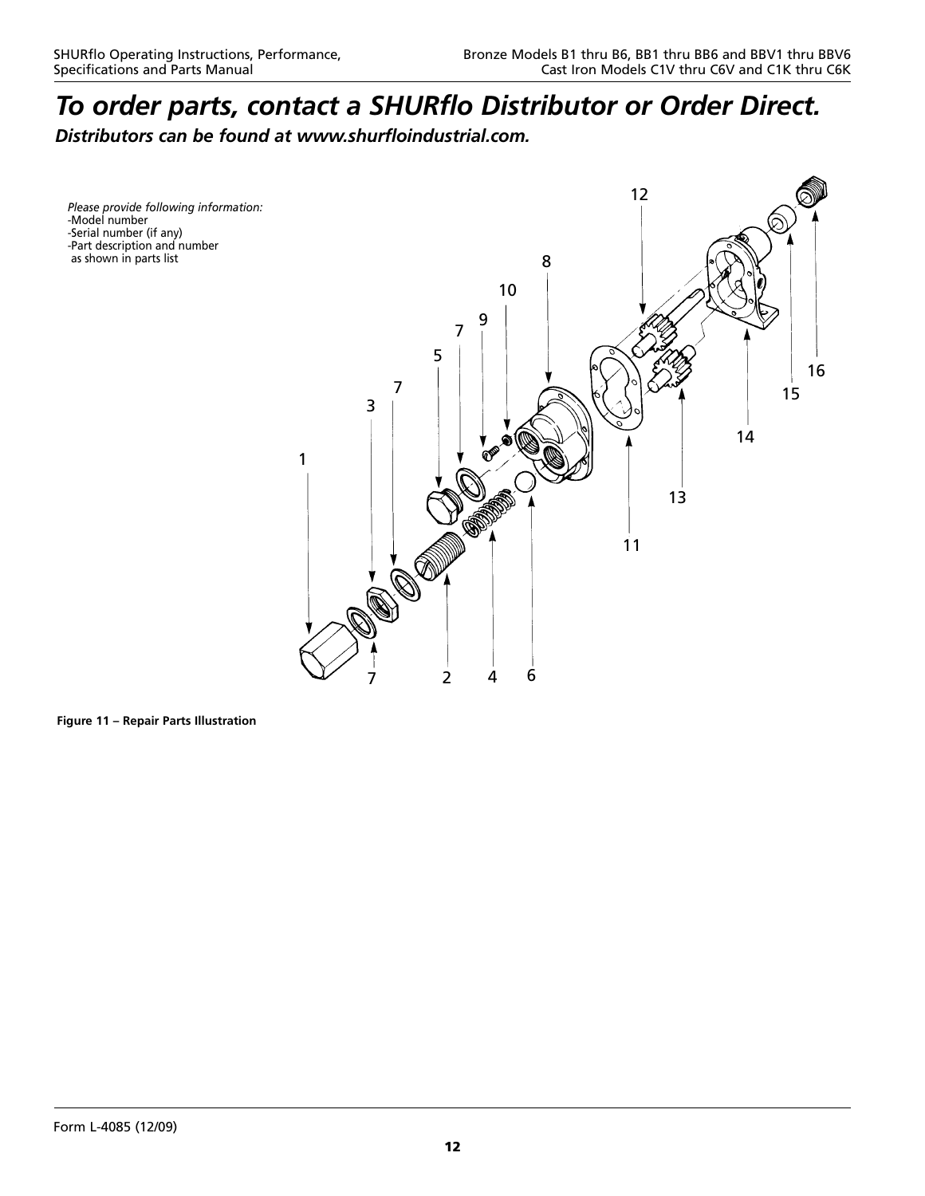# *To order parts, contact a SHURflo Distributor or Order Direct.*

***Distributors can be found at www.shurfloindustrial.com.***

*Please provide following information:*
-Model number
-Serial number (if any)
-Part description and number as shown in parts list

**Figure 11 – Repair Parts Illustration**

Form L-4085 (12/09)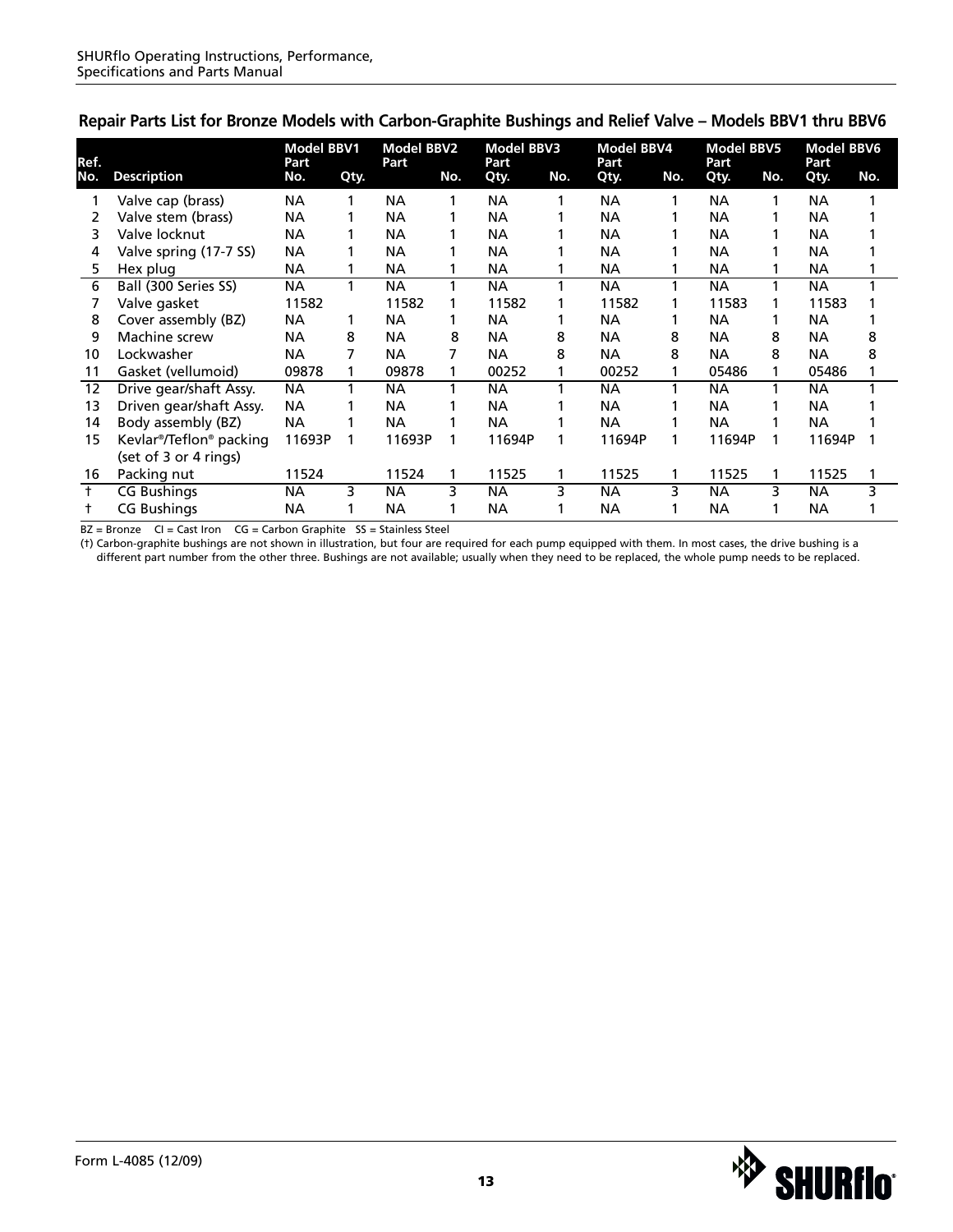## Repair Parts List for Bronze Models with Carbon-Graphite Bushings and Relief Valve – Models BBV1 thru BBV6

| Ref. No. | Description | Model BBV1 Part No. | Qty. | Model BBV2 Part No. | Qty. | Model BBV3 Part No. | Qty. | Model BBV4 Part No. | Qty. | Model BBV5 Part No. | Qty. | Model BBV6 Part No. | Qty. |
|---|---|---|---|---|---|---|---|---|---|---|---|---|---|
| 1 | Valve cap (brass) | NA | 1 | NA | 1 | NA | 1 | NA | 1 | NA | 1 | NA | 1 |
| 2 | Valve stem (brass) | NA | 1 | NA | 1 | NA | 1 | NA | 1 | NA | 1 | NA | 1 |
| 3 | Valve locknut | NA | 1 | NA | 1 | NA | 1 | NA | 1 | NA | 1 | NA | 1 |
| 4 | Valve spring (17-7 SS) | NA | 1 | NA | 1 | NA | 1 | NA | 1 | NA | 1 | NA | 1 |
| 5 | Hex plug | NA | 1 | NA | 1 | NA | 1 | NA | 1 | NA | 1 | NA | 1 |
| 6 | Ball (300 Series SS) | NA | 1 | NA | 1 | NA | 1 | NA | 1 | NA | 1 | NA | 1 |
| 7 | Valve gasket | 11582 | | 11582 | 1 | 11582 | 1 | 11582 | 1 | 11583 | 1 | 11583 | 1 |
| 8 | Cover assembly (BZ) | NA | 1 | NA | 1 | NA | 1 | NA | 1 | NA | 1 | NA | 1 |
| 9 | Machine screw | NA | 8 | NA | 8 | NA | 8 | NA | 8 | NA | 8 | NA | 8 |
| 10 | Lockwasher | NA | 7 | NA | 7 | NA | 8 | NA | 8 | NA | 8 | NA | 8 |
| 11 | Gasket (vellumoid) | 09878 | 1 | 09878 | 1 | 00252 | 1 | 00252 | 1 | 05486 | 1 | 05486 | 1 |
| 12 | Drive gear/shaft Assy. | NA | 1 | NA | 1 | NA | 1 | NA | 1 | NA | 1 | NA | 1 |
| 13 | Driven gear/shaft Assy. | NA | 1 | NA | 1 | NA | 1 | NA | 1 | NA | 1 | NA | 1 |
| 14 | Body assembly (BZ) | NA | 1 | NA | 1 | NA | 1 | NA | 1 | NA | 1 | NA | 1 |
| 15 | Kevlar®/Teflon® packing (set of 3 or 4 rings) | 11693P | 1 | 11693P | 1 | 11694P | 1 | 11694P | 1 | 11694P | 1 | 11694P | 1 |
| 16 | Packing nut | 11524 | | 11524 | 1 | 11525 | 1 | 11525 | 1 | 11525 | 1 | 11525 | 1 |
| † | CG Bushings | NA | 3 | NA | 3 | NA | 3 | NA | 3 | NA | 3 | NA | 3 |
| † | CG Bushings | NA | 1 | NA | 1 | NA | 1 | NA | 1 | NA | 1 | NA | 1 |

BZ = Bronze CI = Cast Iron CG = Carbon Graphite SS = Stainless Steel

(†) Carbon-graphite bushings are not shown in illustration, but four are required for each pump equipped with them. In most cases, the drive bushing is a different part number from the other three. Bushings are not available; usually when they need to be replaced, the whole pump needs to be replaced.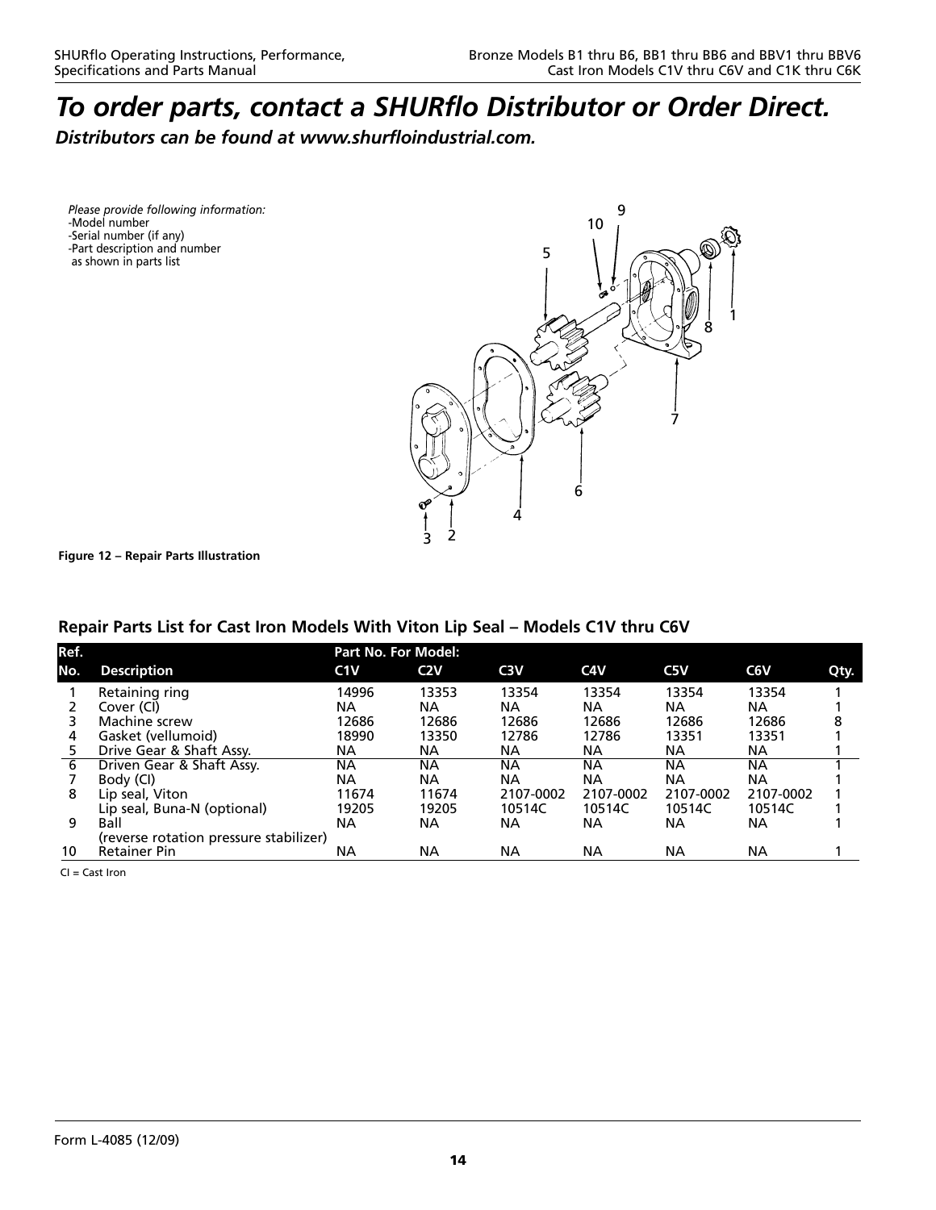# *To order parts, contact a SHURflo Distributor or Order Direct.*

***Distributors can be found at www.shurfloindustrial.com.***

*Please provide following information:*
- Model number
- Serial number (if any)
- Part description and number as shown in parts list

**Figure 12 – Repair Parts Illustration**

## Repair Parts List for Cast Iron Models With Viton Lip Seal – Models C1V thru C6V

| Ref. No. | Description | Part No. For Model: C1V | C2V | C3V | C4V | C5V | C6V | Qty. |
|---|---|---|---|---|---|---|---|---|
| 1 | Retaining ring | 14996 | 13353 | 13354 | 13354 | 13354 | 13354 | 1 |
| 2 | Cover (CI) | NA | NA | NA | NA | NA | NA | 1 |
| 3 | Machine screw | 12686 | 12686 | 12686 | 12686 | 12686 | 12686 | 8 |
| 4 | Gasket (vellumoid) | 18990 | 13350 | 12786 | 12786 | 13351 | 13351 | 1 |
| 5 | Drive Gear & Shaft Assy. | NA | NA | NA | NA | NA | NA | 1 |
| 6 | Driven Gear & Shaft Assy. | NA | NA | NA | NA | NA | NA | 1 |
| 7 | Body (CI) | NA | NA | NA | NA | NA | NA | 1 |
| 8 | Lip seal, Viton | 11674 | 11674 | 2107-0002 | 2107-0002 | 2107-0002 | 2107-0002 | 1 |
| | Lip seal, Buna-N (optional) | 19205 | 19205 | 10514C | 10514C | 10514C | 10514C | 1 |
| 9 | Ball (reverse rotation pressure stabilizer) | NA | NA | NA | NA | NA | NA | 1 |
| 10 | Retainer Pin | NA | NA | NA | NA | NA | NA | 1 |

CI = Cast Iron

Form L-4085 (12/09)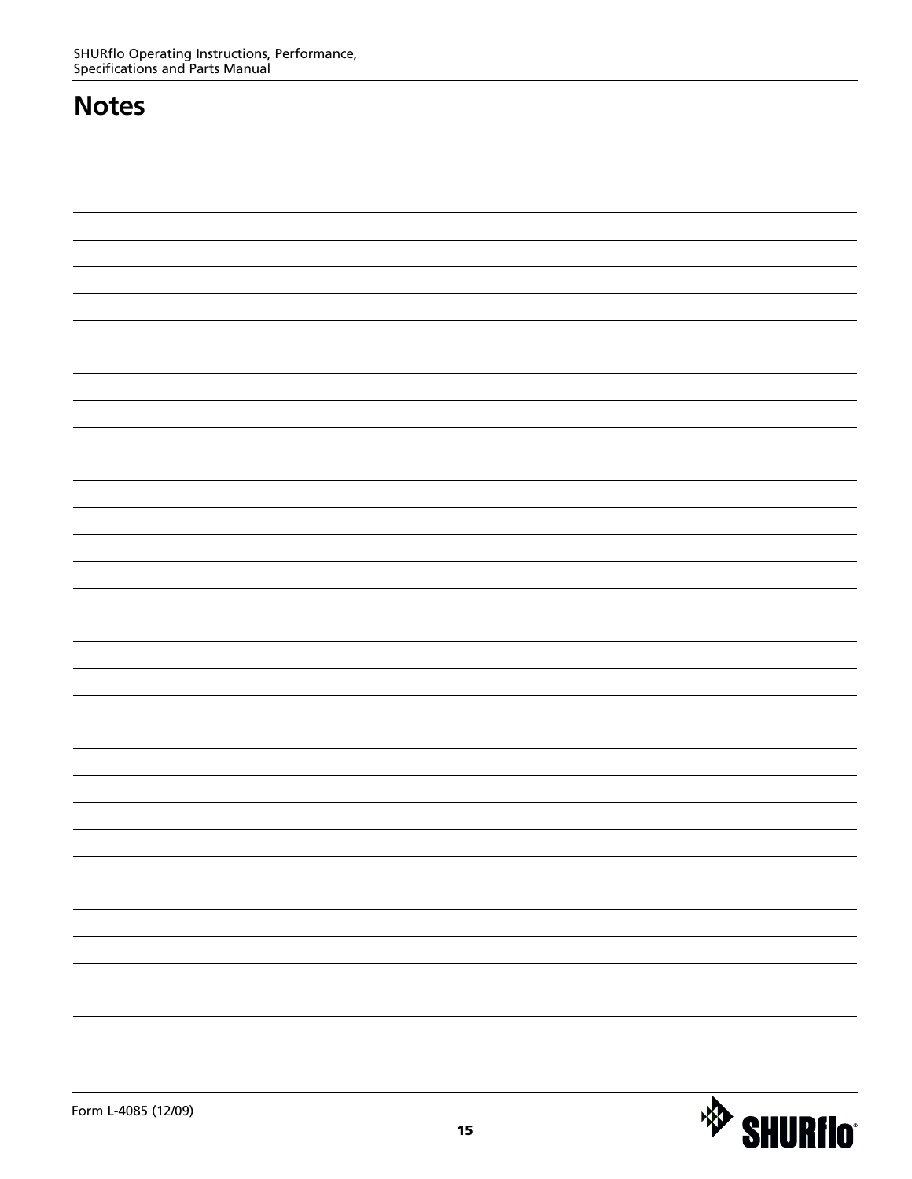# Notes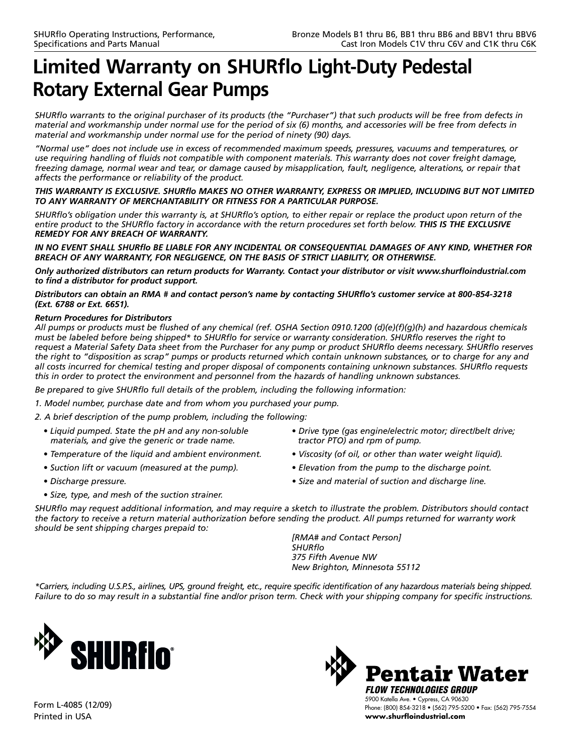# Limited Warranty on SHURflo Light-Duty Pedestal Rotary External Gear Pumps

*SHURflo warrants to the original purchaser of its products (the "Purchaser") that such products will be free from defects in material and workmanship under normal use for the period of six (6) months, and accessories will be free from defects in material and workmanship under normal use for the period of ninety (90) days.*

*"Normal use" does not include use in excess of recommended maximum speeds, pressures, vacuums and temperatures, or use requiring handling of fluids not compatible with component materials. This warranty does not cover freight damage, freezing damage, normal wear and tear, or damage caused by misapplication, fault, negligence, alterations, or repair that affects the performance or reliability of the product.*

***THIS WARRANTY IS EXCLUSIVE. SHURflo MAKES NO OTHER WARRANTY, EXPRESS OR IMPLIED, INCLUDING BUT NOT LIMITED TO ANY WARRANTY OF MERCHANTABILITY OR FITNESS FOR A PARTICULAR PURPOSE.***

*SHURflo's obligation under this warranty is, at SHURflo's option, to either repair or replace the product upon return of the entire product to the SHURflo factory in accordance with the return procedures set forth below.* ***THIS IS THE EXCLUSIVE REMEDY FOR ANY BREACH OF WARRANTY.***

***IN NO EVENT SHALL SHURflo BE LIABLE FOR ANY INCIDENTAL OR CONSEQUENTIAL DAMAGES OF ANY KIND, WHETHER FOR BREACH OF ANY WARRANTY, FOR NEGLIGENCE, ON THE BASIS OF STRICT LIABILITY, OR OTHERWISE.***

***Only authorized distributors can return products for Warranty. Contact your distributor or visit www.shurfloindustrial.com to find a distributor for product support.***

***Distributors can obtain an RMA # and contact person's name by contacting SHURflo's customer service at 800-854-3218 (Ext. 6788 or Ext. 6651).***

***Return Procedures for Distributors***

*All pumps or products must be flushed of any chemical (ref. OSHA Section 0910.1200 (d)(e)(f)(g)(h) and hazardous chemicals must be labeled before being shipped\* to SHURflo for service or warranty consideration. SHURflo reserves the right to request a Material Safety Data sheet from the Purchaser for any pump or product SHURflo deems necessary. SHURflo reserves the right to "disposition as scrap" pumps or products returned which contain unknown substances, or to charge for any and all costs incurred for chemical testing and proper disposal of components containing unknown substances. SHURflo requests this in order to protect the environment and personnel from the hazards of handling unknown substances.*

*Be prepared to give SHURflo full details of the problem, including the following information:*

*1. Model number, purchase date and from whom you purchased your pump.*

*2. A brief description of the pump problem, including the following:*

- *Liquid pumped. State the pH and any non-soluble materials, and give the generic or trade name.*
- *Temperature of the liquid and ambient environment.*
- *Suction lift or vacuum (measured at the pump).*
- *Discharge pressure.*
- *Size, type, and mesh of the suction strainer.*
- *Drive type (gas engine/electric motor; direct/belt drive; tractor PTO) and rpm of pump.*
- *Viscosity (of oil, or other than water weight liquid).*
- *Elevation from the pump to the discharge point.*
- *Size and material of suction and discharge line.*

*SHURflo may request additional information, and may require a sketch to illustrate the problem. Distributors should contact the factory to receive a return material authorization before sending the product. All pumps returned for warranty work should be sent shipping charges prepaid to:*

*[RMA# and Contact Person]*
*SHURflo*
*375 Fifth Avenue NW*
*New Brighton, Minnesota 55112*

*\*Carriers, including U.S.P.S., airlines, UPS, ground freight, etc., require specific identification of any hazardous materials being shipped. Failure to do so may result in a substantial fine and/or prison term. Check with your shipping company for specific instructions.*

SHURflo®

Pentair Water
**FLOW TECHNOLOGIES GROUP**
5900 Katella Ave. • Cypress, CA 90630
Phone: (800) 854-3218 • (562) 795-5200 • Fax: (562) 795-7554
**www.shurfloindustrial.com**

Form L-4085 (12/09)
Printed in USA